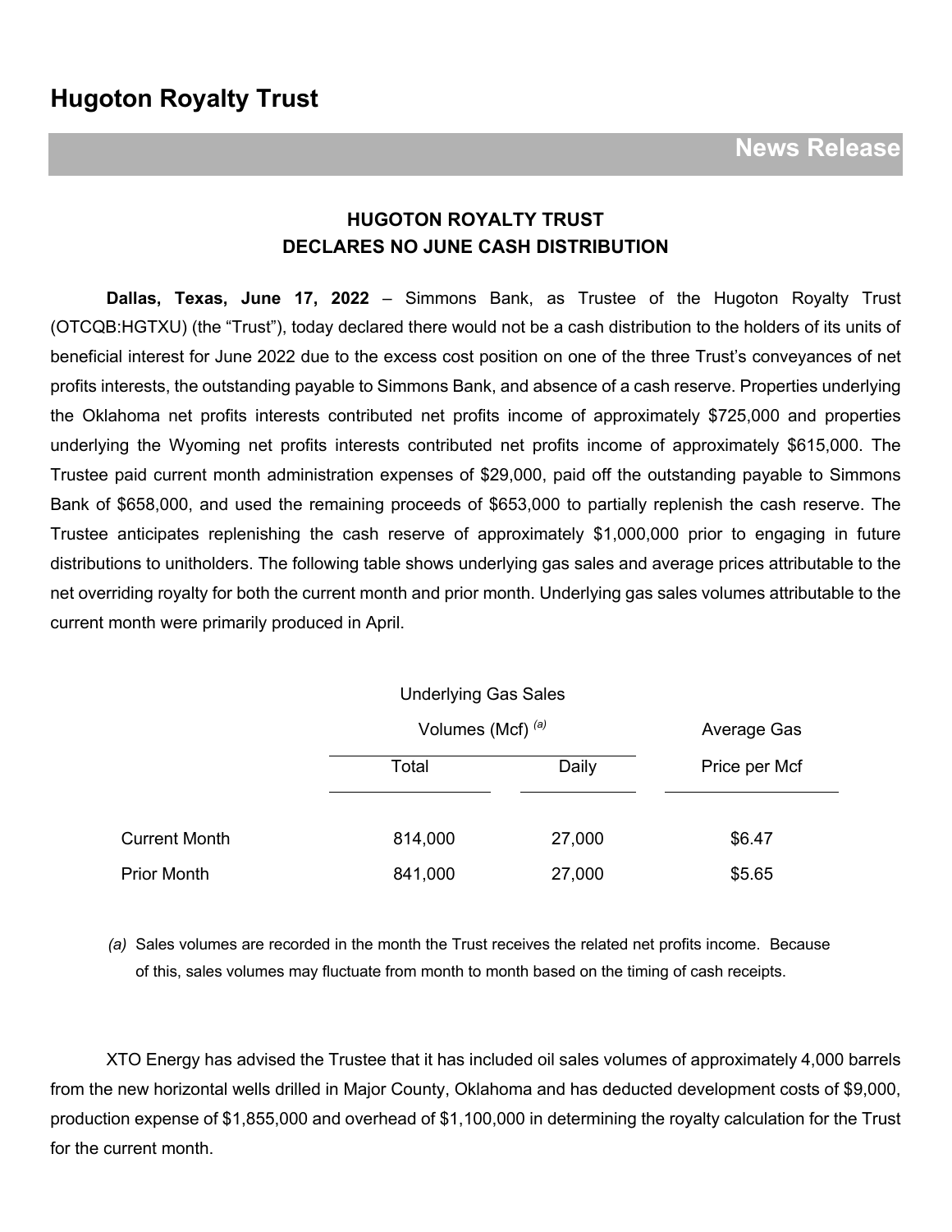# Hugoton Royalty Trust

## News Release

### HUGOTON ROYALTY TRUST
### DECLARES NO JUNE CASH DISTRIBUTION

**Dallas, Texas, June 17, 2022** – Simmons Bank, as Trustee of the Hugoton Royalty Trust (OTCQB:HGTXU) (the "Trust"), today declared there would not be a cash distribution to the holders of its units of beneficial interest for June 2022 due to the excess cost position on one of the three Trust's conveyances of net profits interests, the outstanding payable to Simmons Bank, and absence of a cash reserve. Properties underlying the Oklahoma net profits interests contributed net profits income of approximately $725,000 and properties underlying the Wyoming net profits interests contributed net profits income of approximately $615,000. The Trustee paid current month administration expenses of $29,000, paid off the outstanding payable to Simmons Bank of $658,000, and used the remaining proceeds of $653,000 to partially replenish the cash reserve. The Trustee anticipates replenishing the cash reserve of approximately $1,000,000 prior to engaging in future distributions to unitholders. The following table shows underlying gas sales and average prices attributable to the net overriding royalty for both the current month and prior month. Underlying gas sales volumes attributable to the current month were primarily produced in April.

| | Underlying Gas Sales Volumes (Mcf) [(a)] | | Average Gas |
|---|---|---|---|
| | Total | Daily | Price per Mcf |
| Current Month | 814,000 | 27,000 | $6.47 |
| Prior Month | 841,000 | 27,000 | $5.65 |

*(a)* Sales volumes are recorded in the month the Trust receives the related net profits income. Because of this, sales volumes may fluctuate from month to month based on the timing of cash receipts.

XTO Energy has advised the Trustee that it has included oil sales volumes of approximately 4,000 barrels from the new horizontal wells drilled in Major County, Oklahoma and has deducted development costs of $9,000, production expense of $1,855,000 and overhead of $1,100,000 in determining the royalty calculation for the Trust for the current month.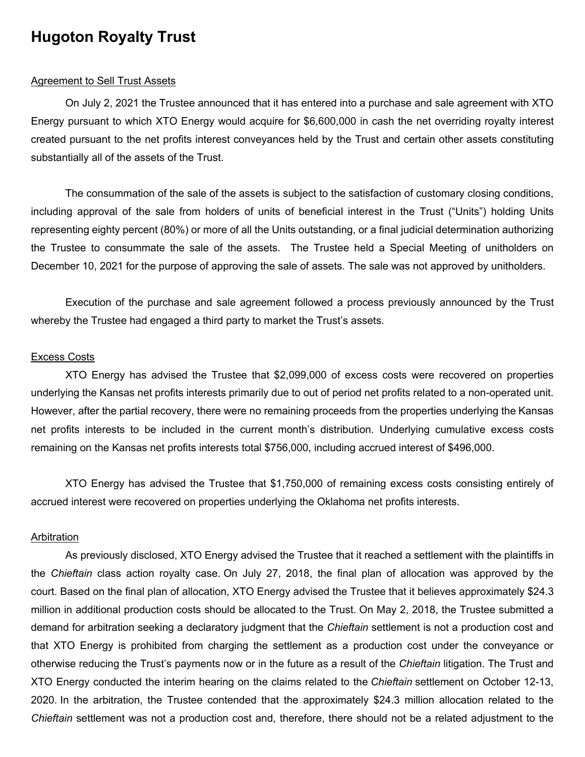# Hugoton Royalty Trust

Agreement to Sell Trust Assets

On July 2, 2021 the Trustee announced that it has entered into a purchase and sale agreement with XTO Energy pursuant to which XTO Energy would acquire for $6,600,000 in cash the net overriding royalty interest created pursuant to the net profits interest conveyances held by the Trust and certain other assets constituting substantially all of the assets of the Trust.

The consummation of the sale of the assets is subject to the satisfaction of customary closing conditions, including approval of the sale from holders of units of beneficial interest in the Trust ("Units") holding Units representing eighty percent (80%) or more of all the Units outstanding, or a final judicial determination authorizing the Trustee to consummate the sale of the assets. The Trustee held a Special Meeting of unitholders on December 10, 2021 for the purpose of approving the sale of assets. The sale was not approved by unitholders.

Execution of the purchase and sale agreement followed a process previously announced by the Trust whereby the Trustee had engaged a third party to market the Trust's assets.

Excess Costs

XTO Energy has advised the Trustee that $2,099,000 of excess costs were recovered on properties underlying the Kansas net profits interests primarily due to out of period net profits related to a non-operated unit. However, after the partial recovery, there were no remaining proceeds from the properties underlying the Kansas net profits interests to be included in the current month's distribution. Underlying cumulative excess costs remaining on the Kansas net profits interests total $756,000, including accrued interest of $496,000.

XTO Energy has advised the Trustee that $1,750,000 of remaining excess costs consisting entirely of accrued interest were recovered on properties underlying the Oklahoma net profits interests.

Arbitration

As previously disclosed, XTO Energy advised the Trustee that it reached a settlement with the plaintiffs in the *Chieftain* class action royalty case. On July 27, 2018, the final plan of allocation was approved by the court. Based on the final plan of allocation, XTO Energy advised the Trustee that it believes approximately $24.3 million in additional production costs should be allocated to the Trust. On May 2, 2018, the Trustee submitted a demand for arbitration seeking a declaratory judgment that the *Chieftain* settlement is not a production cost and that XTO Energy is prohibited from charging the settlement as a production cost under the conveyance or otherwise reducing the Trust's payments now or in the future as a result of the *Chieftain* litigation. The Trust and XTO Energy conducted the interim hearing on the claims related to the *Chieftain* settlement on October 12-13, 2020. In the arbitration, the Trustee contended that the approximately $24.3 million allocation related to the *Chieftain* settlement was not a production cost and, therefore, there should not be a related adjustment to the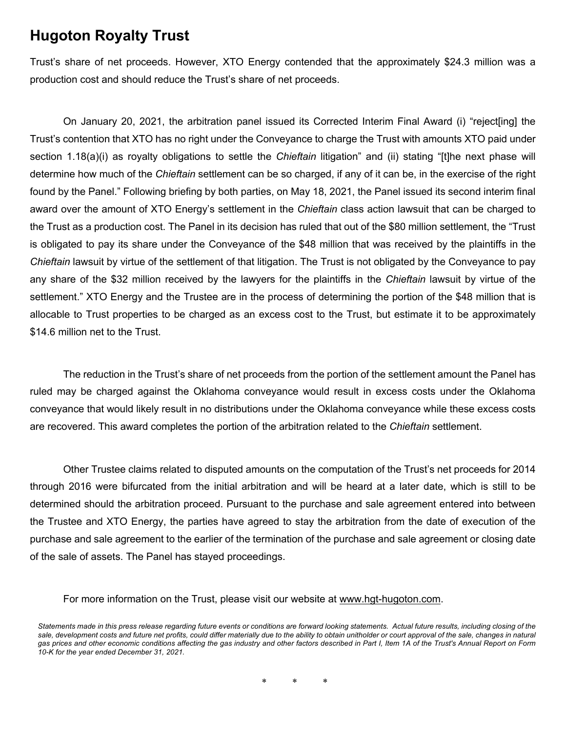Trust's share of net proceeds. However, XTO Energy contended that the approximately $24.3 million was a production cost and should reduce the Trust's share of net proceeds.

On January 20, 2021, the arbitration panel issued its Corrected Interim Final Award (i) "reject[ing] the Trust's contention that XTO has no right under the Conveyance to charge the Trust with amounts XTO paid under section 1.18(a)(i) as royalty obligations to settle the *Chieftain* litigation" and (ii) stating "[t]he next phase will determine how much of the *Chieftain* settlement can be so charged, if any of it can be, in the exercise of the right found by the Panel." Following briefing by both parties, on May 18, 2021, the Panel issued its second interim final award over the amount of XTO Energy's settlement in the *Chieftain* class action lawsuit that can be charged to the Trust as a production cost. The Panel in its decision has ruled that out of the $80 million settlement, the "Trust is obligated to pay its share under the Conveyance of the $48 million that was received by the plaintiffs in the *Chieftain* lawsuit by virtue of the settlement of that litigation. The Trust is not obligated by the Conveyance to pay any share of the $32 million received by the lawyers for the plaintiffs in the *Chieftain* lawsuit by virtue of the settlement." XTO Energy and the Trustee are in the process of determining the portion of the $48 million that is allocable to Trust properties to be charged as an excess cost to the Trust, but estimate it to be approximately $14.6 million net to the Trust.

The reduction in the Trust's share of net proceeds from the portion of the settlement amount the Panel has ruled may be charged against the Oklahoma conveyance would result in excess costs under the Oklahoma conveyance that would likely result in no distributions under the Oklahoma conveyance while these excess costs are recovered. This award completes the portion of the arbitration related to the *Chieftain* settlement.

Other Trustee claims related to disputed amounts on the computation of the Trust's net proceeds for 2014 through 2016 were bifurcated from the initial arbitration and will be heard at a later date, which is still to be determined should the arbitration proceed. Pursuant to the purchase and sale agreement entered into between the Trustee and XTO Energy, the parties have agreed to stay the arbitration from the date of execution of the purchase and sale agreement to the earlier of the termination of the purchase and sale agreement or closing date of the sale of assets. The Panel has stayed proceedings.

For more information on the Trust, please visit our website at www.hgt-hugoton.com.

*Statements made in this press release regarding future events or conditions are forward looking statements. Actual future results, including closing of the sale, development costs and future net profits, could differ materially due to the ability to obtain unitholder or court approval of the sale, changes in natural gas prices and other economic conditions affecting the gas industry and other factors described in Part I, Item 1A of the Trust's Annual Report on Form 10-K for the year ended December 31, 2021.*

\* \* \*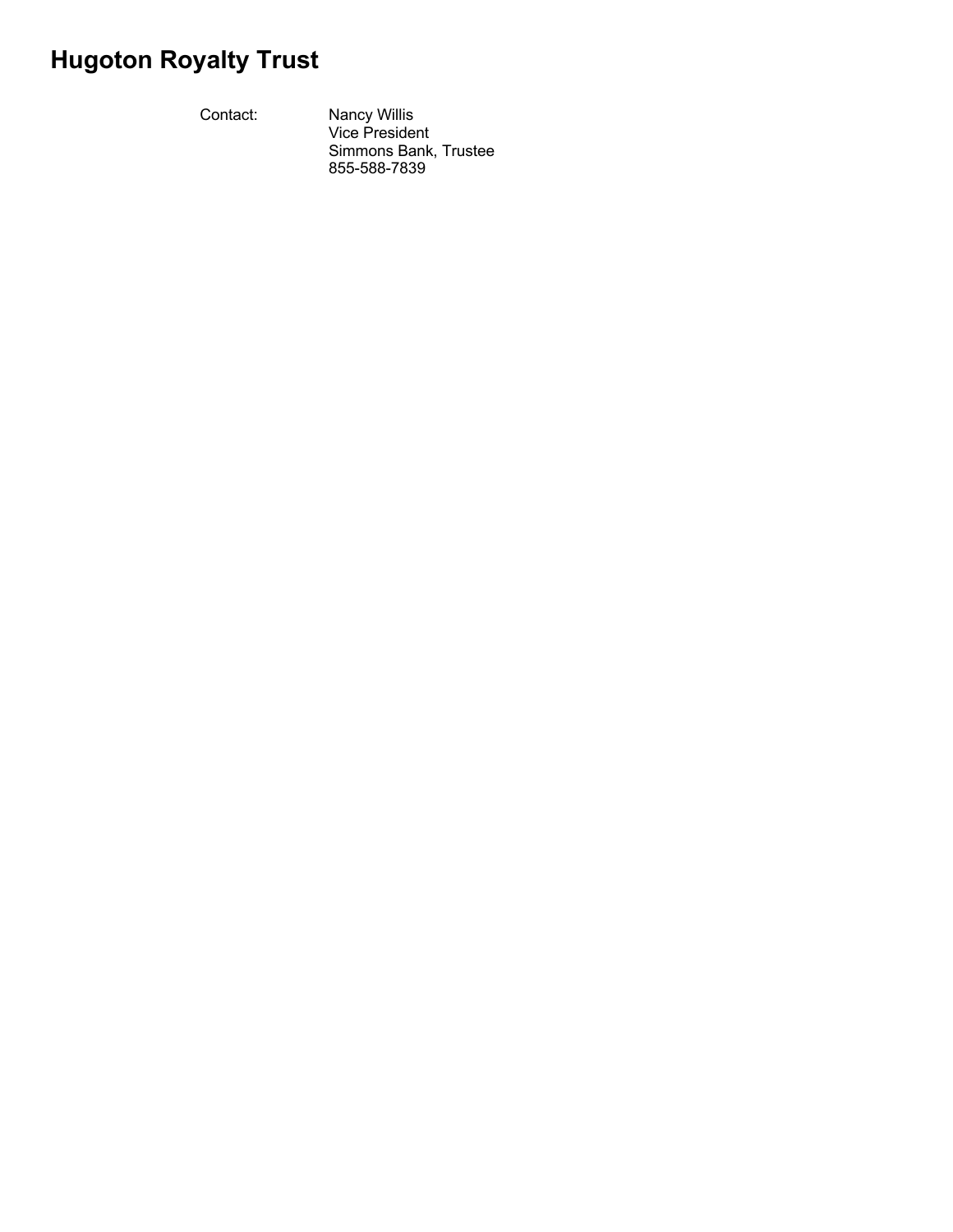# Hugoton Royalty Trust

| | |
|---|---|
| Contact: | Nancy Willis<br>Vice President<br>Simmons Bank, Trustee<br>855-588-7839 |